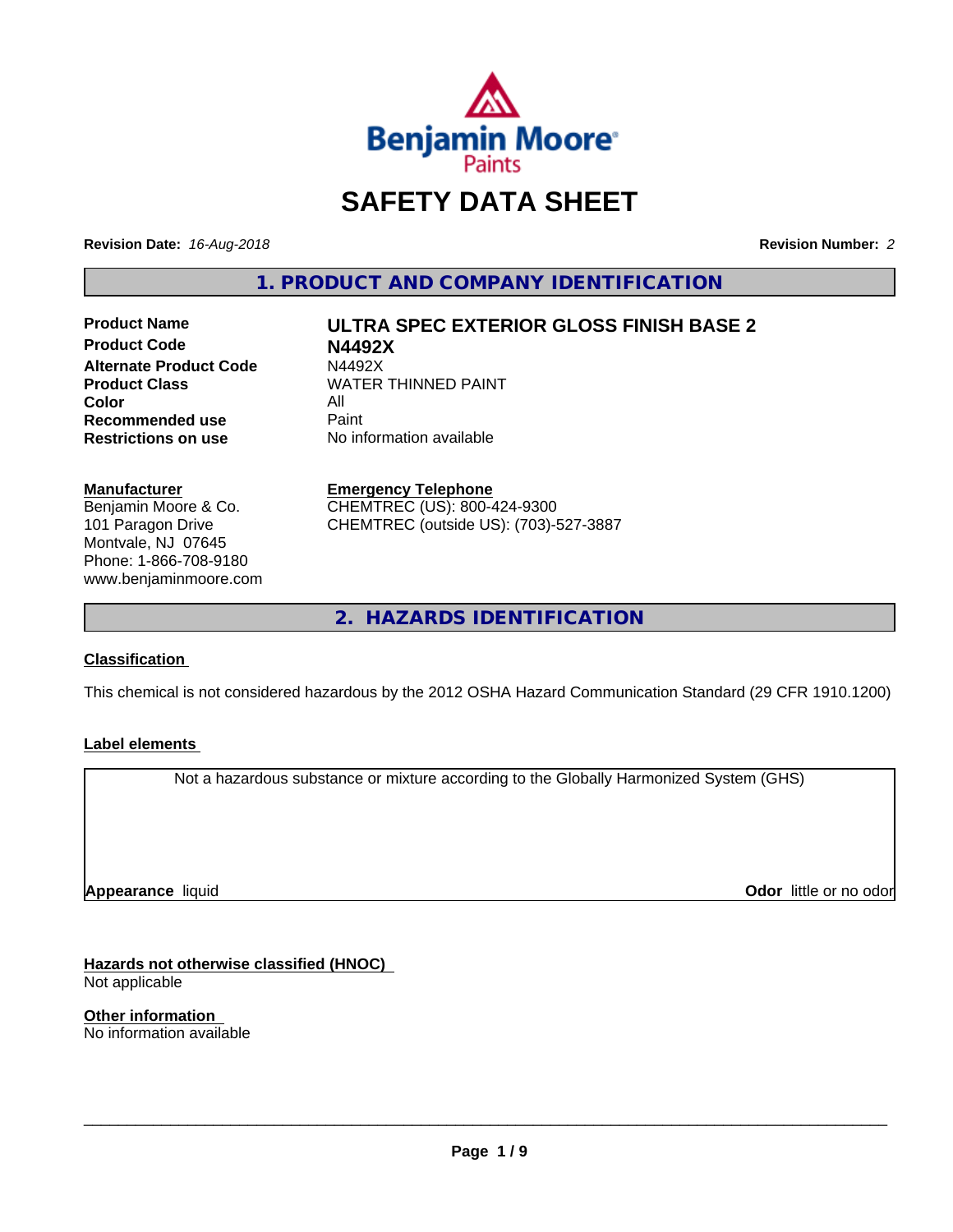# SAFETY DATA SHEET

**Revision Date:** *16-Aug-2018* **Revision Number:** *2*

## 1. PRODUCT AND COMPANY IDENTIFICATION

| | |
|---|---|
| **Product Name** | **ULTRA SPEC EXTERIOR GLOSS FINISH BASE 2** |
| **Product Code** | **N4492X** |
| **Alternate Product Code** | N4492X |
| **Product Class** | WATER THINNED PAINT |
| **Color** | All |
| **Recommended use** | Paint |
| **Restrictions on use** | No information available |

**Manufacturer**
Benjamin Moore & Co.
101 Paragon Drive
Montvale, NJ 07645
Phone: 1-866-708-9180
www.benjaminmoore.com

**Emergency Telephone**
CHEMTREC (US): 800-424-9300
CHEMTREC (outside US): (703)-527-3887

## 2. HAZARDS IDENTIFICATION

**Classification**

This chemical is not considered hazardous by the 2012 OSHA Hazard Communication Standard (29 CFR 1910.1200)

**Label elements**

Not a hazardous substance or mixture according to the Globally Harmonized System (GHS)

**Appearance** liquid **Odor** little or no odor

**Hazards not otherwise classified (HNOC)**
Not applicable

**Other information**
No information available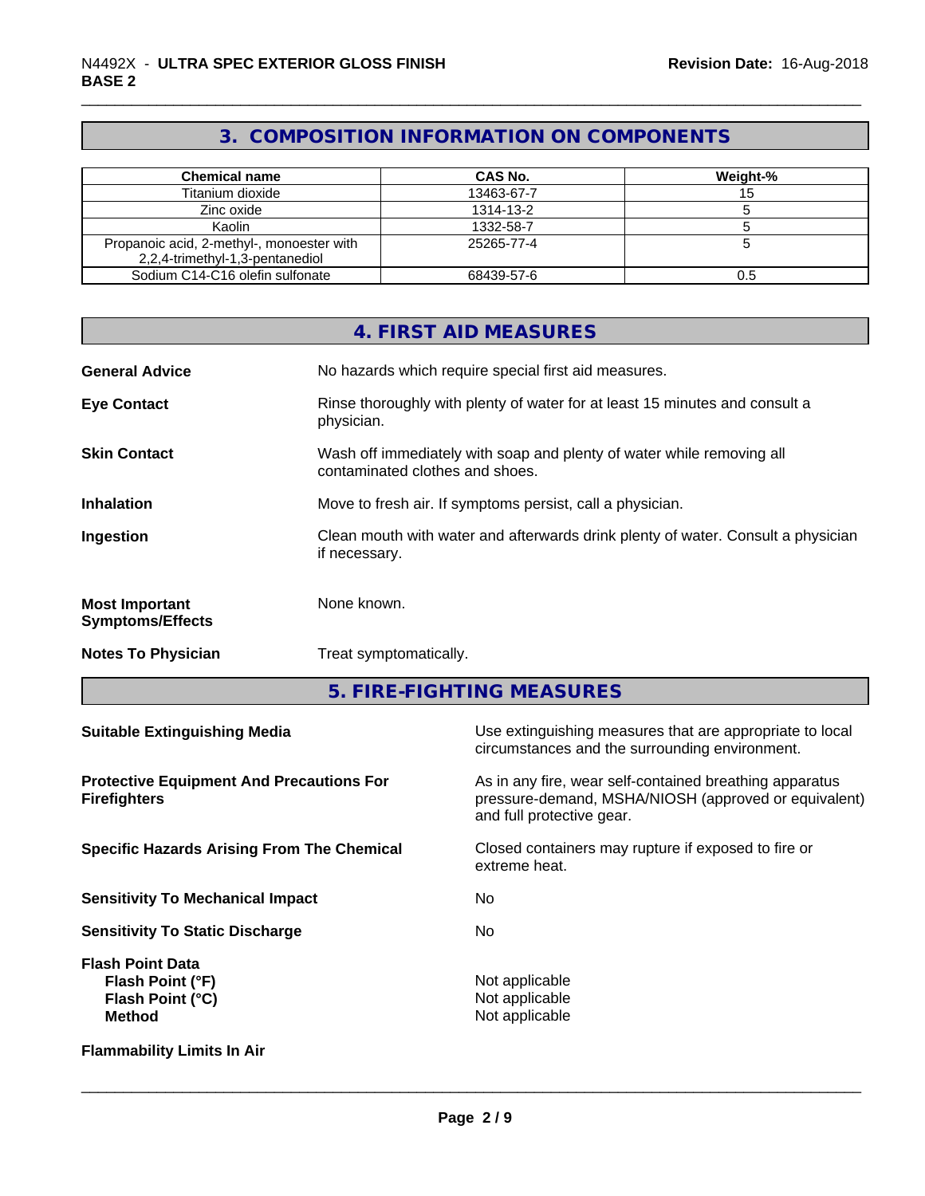## 3. COMPOSITION INFORMATION ON COMPONENTS

| Chemical name | CAS No. | Weight-% |
|---|---|---|
| Titanium dioxide | 13463-67-7 | 15 |
| Zinc oxide | 1314-13-2 | 5 |
| Kaolin | 1332-58-7 | 5 |
| Propanoic acid, 2-methyl-, monoester with 2,2,4-trimethyl-1,3-pentanediol | 25265-77-4 | 5 |
| Sodium C14-C16 olefin sulfonate | 68439-57-6 | 0.5 |

## 4. FIRST AID MEASURES

**General Advice**
No hazards which require special first aid measures.

**Eye Contact**
Rinse thoroughly with plenty of water for at least 15 minutes and consult a physician.

**Skin Contact**
Wash off immediately with soap and plenty of water while removing all contaminated clothes and shoes.

**Inhalation**
Move to fresh air. If symptoms persist, call a physician.

**Ingestion**
Clean mouth with water and afterwards drink plenty of water. Consult a physician if necessary.

**Most Important Symptoms/Effects**
None known.

**Notes To Physician**
Treat symptomatically.

## 5. FIRE-FIGHTING MEASURES

**Suitable Extinguishing Media**
Use extinguishing measures that are appropriate to local circumstances and the surrounding environment.

**Protective Equipment And Precautions For Firefighters**
As in any fire, wear self-contained breathing apparatus pressure-demand, MSHA/NIOSH (approved or equivalent) and full protective gear.

**Specific Hazards Arising From The Chemical**
Closed containers may rupture if exposed to fire or extreme heat.

**Sensitivity To Mechanical Impact**
No

**Sensitivity To Static Discharge**
No

**Flash Point Data**
- **Flash Point (°F)**: Not applicable
- **Flash Point (°C)**: Not applicable
- **Method**: Not applicable

**Flammability Limits In Air**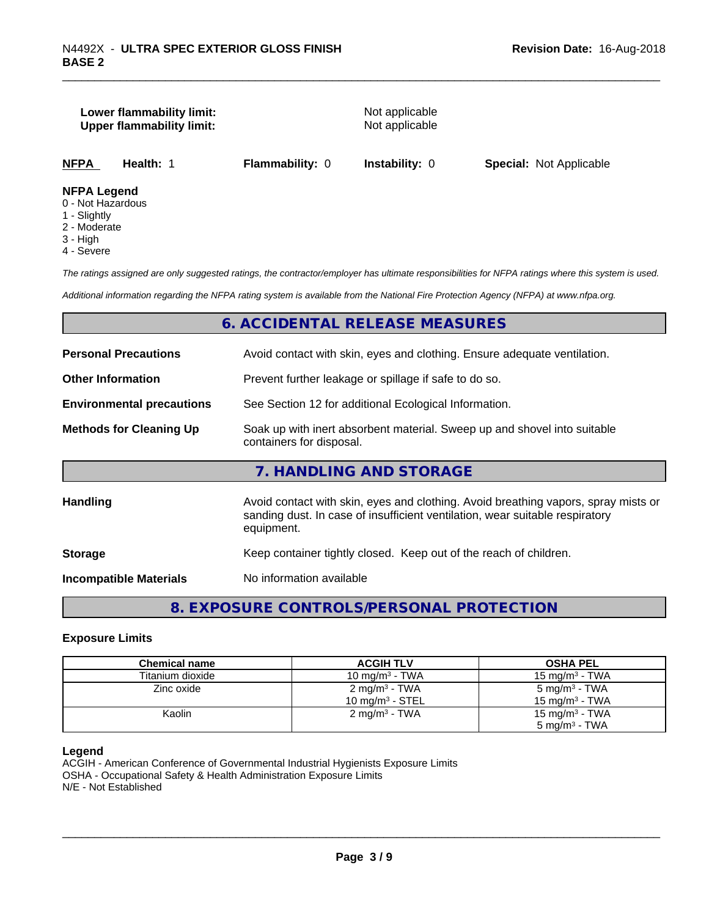**Lower flammability limit:** Not applicable
**Upper flammability limit:** Not applicable

| **NFPA** | **Health:** 1 | **Flammability:** 0 | **Instability:** 0 | **Special:** Not Applicable |
|---|---|---|---|---|

**NFPA Legend**
0 - Not Hazardous
1 - Slightly
2 - Moderate
3 - High
4 - Severe

*The ratings assigned are only suggested ratings, the contractor/employer has ultimate responsibilities for NFPA ratings where this system is used.*

*Additional information regarding the NFPA rating system is available from the National Fire Protection Agency (NFPA) at www.nfpa.org.*

## 6. ACCIDENTAL RELEASE MEASURES

**Personal Precautions** Avoid contact with skin, eyes and clothing. Ensure adequate ventilation.

**Other Information** Prevent further leakage or spillage if safe to do so.

**Environmental precautions** See Section 12 for additional Ecological Information.

**Methods for Cleaning Up** Soak up with inert absorbent material. Sweep up and shovel into suitable containers for disposal.

## 7. HANDLING AND STORAGE

**Handling** Avoid contact with skin, eyes and clothing. Avoid breathing vapors, spray mists or sanding dust. In case of insufficient ventilation, wear suitable respiratory equipment.

**Storage** Keep container tightly closed. Keep out of the reach of children.

**Incompatible Materials** No information available

## 8. EXPOSURE CONTROLS/PERSONAL PROTECTION

### Exposure Limits

| Chemical name | ACGIH TLV | OSHA PEL |
|---|---|---|
| Titanium dioxide | 10 mg/m³ - TWA | 15 mg/m³ - TWA |
| Zinc oxide | 2 mg/m³ - TWA<br>10 mg/m³ - STEL | 5 mg/m³ - TWA<br>15 mg/m³ - TWA |
| Kaolin | 2 mg/m³ - TWA | 15 mg/m³ - TWA<br>5 mg/m³ - TWA |

**Legend**
ACGIH - American Conference of Governmental Industrial Hygienists Exposure Limits
OSHA - Occupational Safety & Health Administration Exposure Limits
N/E - Not Established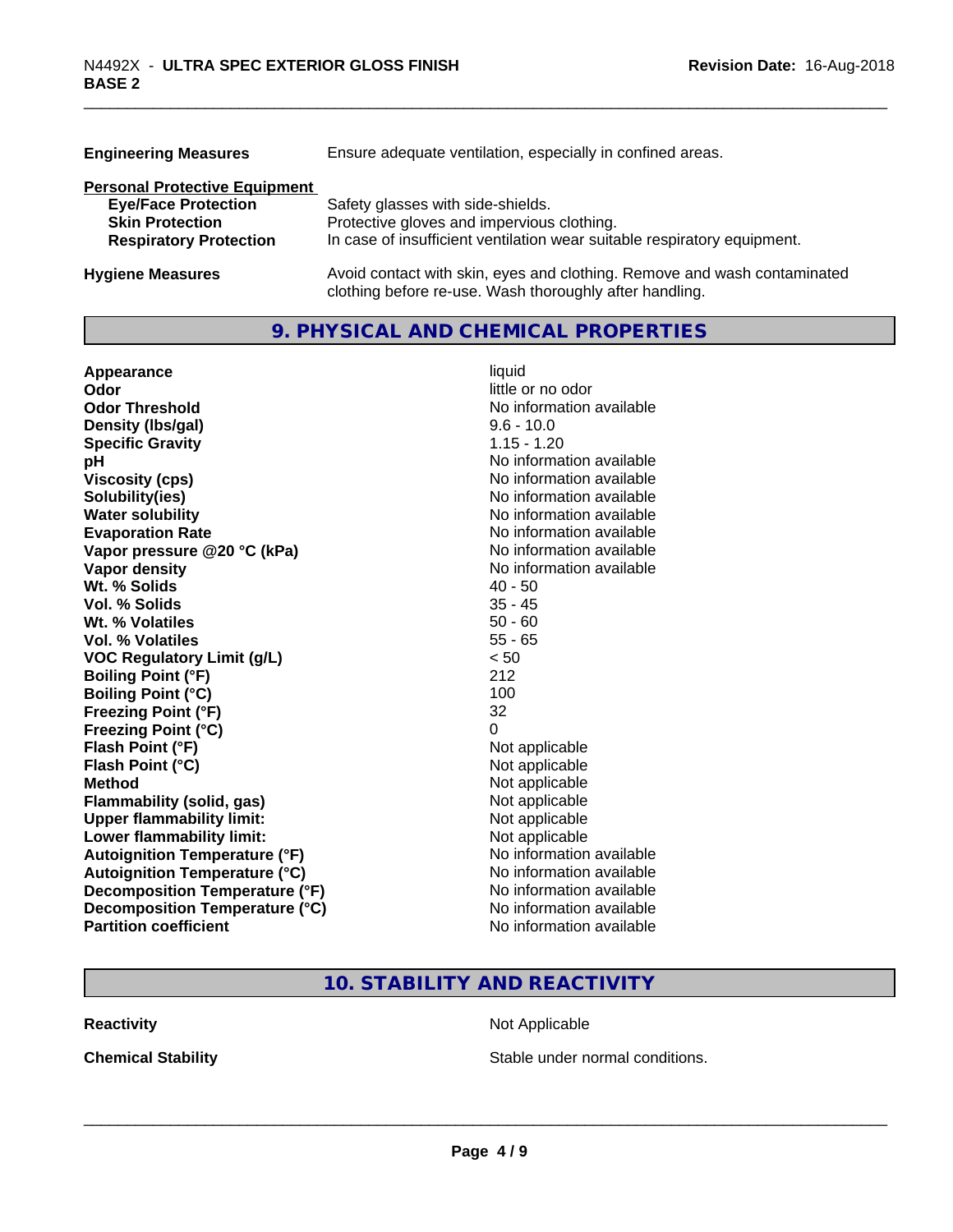| | |
|---|---|
| **Engineering Measures** | Ensure adequate ventilation, especially in confined areas. |

**Personal Protective Equipment**

| | |
|---|---|
| **Eye/Face Protection** | Safety glasses with side-shields. |
| **Skin Protection** | Protective gloves and impervious clothing. |
| **Respiratory Protection** | In case of insufficient ventilation wear suitable respiratory equipment. |
| **Hygiene Measures** | Avoid contact with skin, eyes and clothing. Remove and wash contaminated clothing before re-use. Wash thoroughly after handling. |

## 9. PHYSICAL AND CHEMICAL PROPERTIES

| | |
|---|---|
| **Appearance** | liquid |
| **Odor** | little or no odor |
| **Odor Threshold** | No information available |
| **Density (lbs/gal)** | 9.6 - 10.0 |
| **Specific Gravity** | 1.15 - 1.20 |
| **pH** | No information available |
| **Viscosity (cps)** | No information available |
| **Solubility(ies)** | No information available |
| **Water solubility** | No information available |
| **Evaporation Rate** | No information available |
| **Vapor pressure @20 °C (kPa)** | No information available |
| **Vapor density** | No information available |
| **Wt. % Solids** | 40 - 50 |
| **Vol. % Solids** | 35 - 45 |
| **Wt. % Volatiles** | 50 - 60 |
| **Vol. % Volatiles** | 55 - 65 |
| **VOC Regulatory Limit (g/L)** | < 50 |
| **Boiling Point (°F)** | 212 |
| **Boiling Point (°C)** | 100 |
| **Freezing Point (°F)** | 32 |
| **Freezing Point (°C)** | 0 |
| **Flash Point (°F)** | Not applicable |
| **Flash Point (°C)** | Not applicable |
| **Method** | Not applicable |
| **Flammability (solid, gas)** | Not applicable |
| **Upper flammability limit:** | Not applicable |
| **Lower flammability limit:** | Not applicable |
| **Autoignition Temperature (°F)** | No information available |
| **Autoignition Temperature (°C)** | No information available |
| **Decomposition Temperature (°F)** | No information available |
| **Decomposition Temperature (°C)** | No information available |
| **Partition coefficient** | No information available |

## 10. STABILITY AND REACTIVITY

| | |
|---|---|
| **Reactivity** | Not Applicable |
| **Chemical Stability** | Stable under normal conditions. |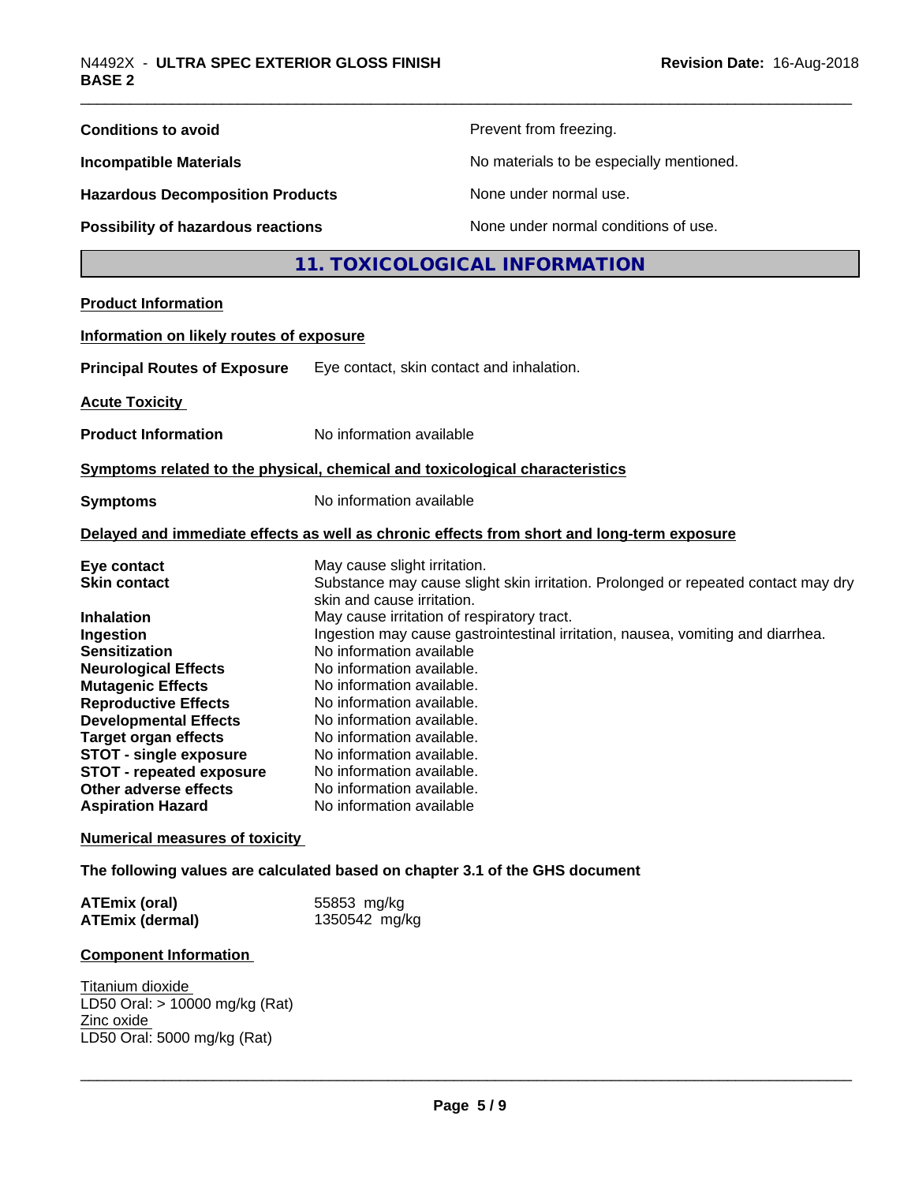| | |
|---|---|
| **Conditions to avoid** | Prevent from freezing. |
| **Incompatible Materials** | No materials to be especially mentioned. |
| **Hazardous Decomposition Products** | None under normal use. |
| **Possibility of hazardous reactions** | None under normal conditions of use. |

## 11. TOXICOLOGICAL INFORMATION

**Product Information**

**Information on likely routes of exposure**

**Principal Routes of Exposure** Eye contact, skin contact and inhalation.

**Acute Toxicity**

**Product Information** No information available

**Symptoms related to the physical, chemical and toxicological characteristics**

**Symptoms** No information available

**Delayed and immediate effects as well as chronic effects from short and long-term exposure**

| | |
|---|---|
| **Eye contact** | May cause slight irritation. |
| **Skin contact** | Substance may cause slight skin irritation. Prolonged or repeated contact may dry skin and cause irritation. |
| **Inhalation** | May cause irritation of respiratory tract. |
| **Ingestion** | Ingestion may cause gastrointestinal irritation, nausea, vomiting and diarrhea. |
| **Sensitization** | No information available |
| **Neurological Effects** | No information available. |
| **Mutagenic Effects** | No information available. |
| **Reproductive Effects** | No information available. |
| **Developmental Effects** | No information available. |
| **Target organ effects** | No information available. |
| **STOT - single exposure** | No information available. |
| **STOT - repeated exposure** | No information available. |
| **Other adverse effects** | No information available. |
| **Aspiration Hazard** | No information available |

**Numerical measures of toxicity**

**The following values are calculated based on chapter 3.1 of the GHS document**

| | |
|---|---|
| **ATEmix (oral)** | 55853 mg/kg |
| **ATEmix (dermal)** | 1350542 mg/kg |

**Component Information**

Titanium dioxide
LD50 Oral: > 10000 mg/kg (Rat)
Zinc oxide
LD50 Oral: 5000 mg/kg (Rat)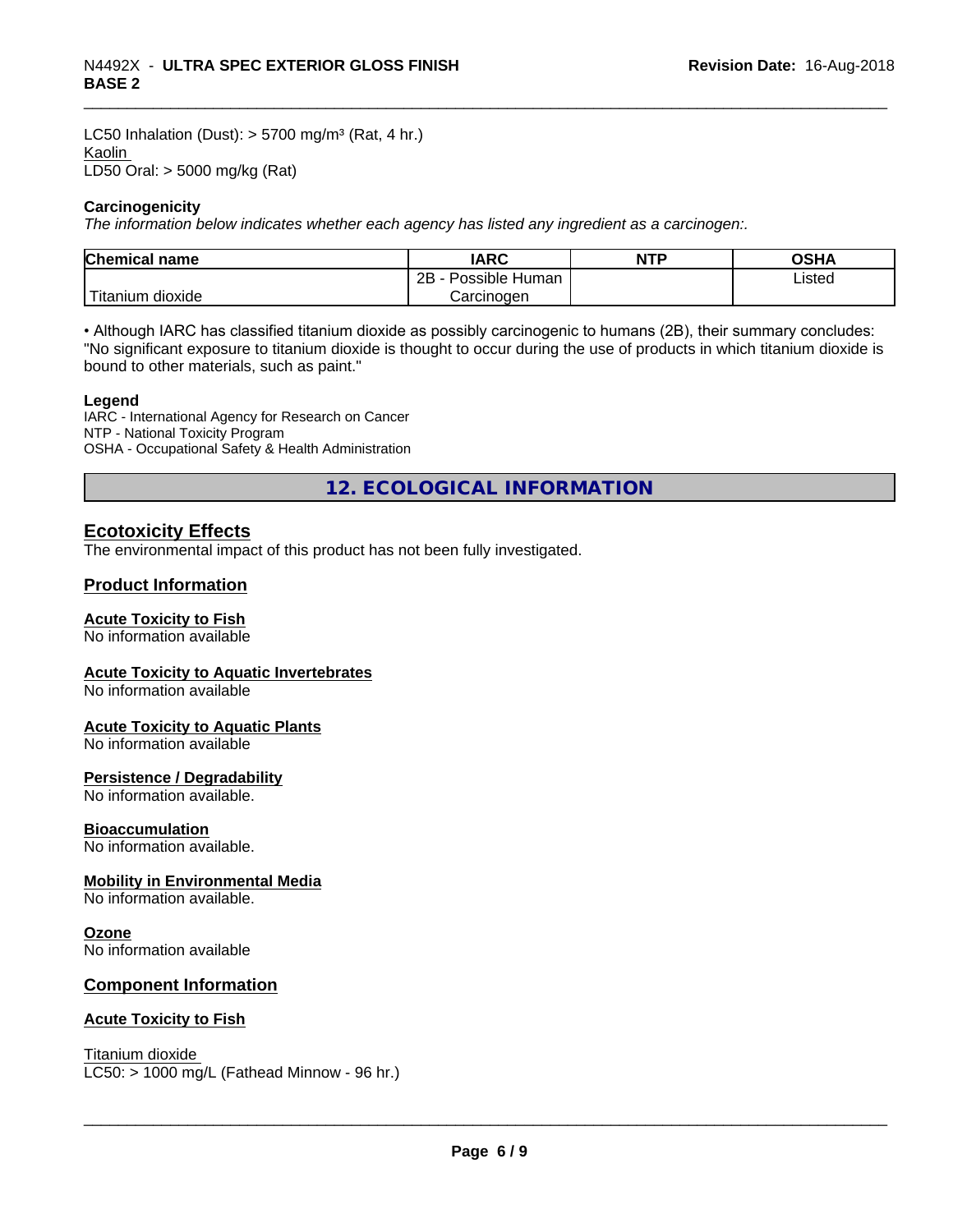LC50 Inhalation (Dust): > 5700 mg/m³ (Rat, 4 hr.)
Kaolin
LD50 Oral: > 5000 mg/kg (Rat)

**Carcinogenicity**
*The information below indicates whether each agency has listed any ingredient as a carcinogen:.*

| Chemical name | IARC | NTP | OSHA |
| --- | --- | --- | --- |
| Titanium dioxide | 2B - Possible Human Carcinogen | | Listed |

• Although IARC has classified titanium dioxide as possibly carcinogenic to humans (2B), their summary concludes: "No significant exposure to titanium dioxide is thought to occur during the use of products in which titanium dioxide is bound to other materials, such as paint."

**Legend**
IARC - International Agency for Research on Cancer
NTP - National Toxicity Program
OSHA - Occupational Safety & Health Administration

## 12. ECOLOGICAL INFORMATION

### Ecotoxicity Effects
The environmental impact of this product has not been fully investigated.

### Product Information

**Acute Toxicity to Fish**
No information available

**Acute Toxicity to Aquatic Invertebrates**
No information available

**Acute Toxicity to Aquatic Plants**
No information available

**Persistence / Degradability**
No information available.

**Bioaccumulation**
No information available.

**Mobility in Environmental Media**
No information available.

**Ozone**
No information available

### Component Information

**Acute Toxicity to Fish**

Titanium dioxide
LC50: > 1000 mg/L (Fathead Minnow - 96 hr.)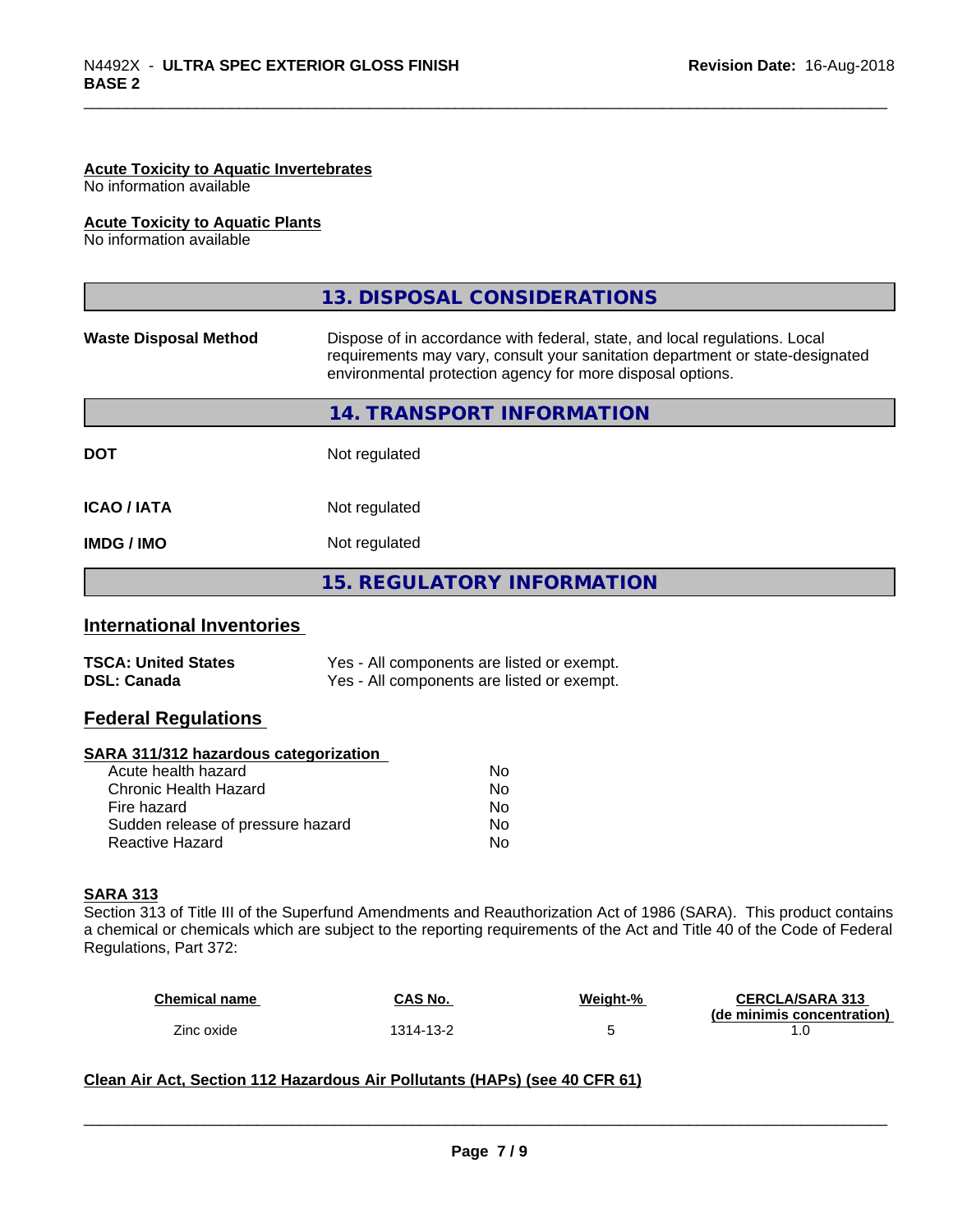**Acute Toxicity to Aquatic Invertebrates**
No information available

**Acute Toxicity to Aquatic Plants**
No information available

## 13. DISPOSAL CONSIDERATIONS

| | |
|---|---|
| **Waste Disposal Method** | Dispose of in accordance with federal, state, and local regulations. Local requirements may vary, consult your sanitation department or state-designated environmental protection agency for more disposal options. |

## 14. TRANSPORT INFORMATION

| | |
|---|---|
| **DOT** | Not regulated |
| **ICAO / IATA** | Not regulated |
| **IMDG / IMO** | Not regulated |

## 15. REGULATORY INFORMATION

### International Inventories

| | |
|---|---|
| **TSCA: United States** | Yes - All components are listed or exempt. |
| **DSL: Canada** | Yes - All components are listed or exempt. |

### Federal Regulations

**SARA 311/312 hazardous categorization**

| | |
|---|---|
| Acute health hazard | No |
| Chronic Health Hazard | No |
| Fire hazard | No |
| Sudden release of pressure hazard | No |
| Reactive Hazard | No |

**SARA 313**

Section 313 of Title III of the Superfund Amendments and Reauthorization Act of 1986 (SARA). This product contains a chemical or chemicals which are subject to the reporting requirements of the Act and Title 40 of the Code of Federal Regulations, Part 372:

| Chemical name | CAS No. | Weight-% | CERCLA/SARA 313 (de minimis concentration) |
|---|---|---|---|
| Zinc oxide | 1314-13-2 | 5 | 1.0 |

**Clean Air Act, Section 112 Hazardous Air Pollutants (HAPs) (see 40 CFR 61)**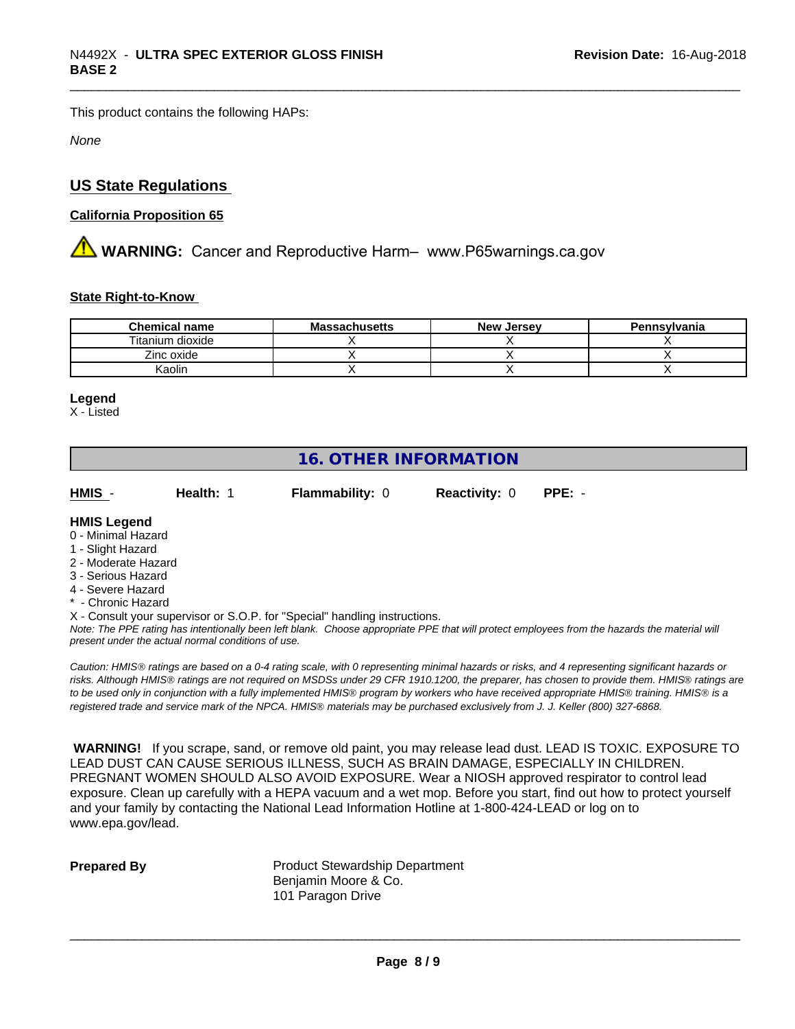This product contains the following HAPs:

*None*

## US State Regulations

### California Proposition 65

**WARNING:** Cancer and Reproductive Harm– www.P65warnings.ca.gov

### State Right-to-Know

| Chemical name | Massachusetts | New Jersey | Pennsylvania |
|---|---|---|---|
| Titanium dioxide | X | X | X |
| Zinc oxide | X | X | X |
| Kaolin | X | X | X |

**Legend**

X - Listed

## 16. OTHER INFORMATION

**HMIS** - **Health:** 1 **Flammability:** 0 **Reactivity:** 0 **PPE:** -

**HMIS Legend**

0 - Minimal Hazard
1 - Slight Hazard
2 - Moderate Hazard
3 - Serious Hazard
4 - Severe Hazard
* - Chronic Hazard
X - Consult your supervisor or S.O.P. for "Special" handling instructions.

*Note: The PPE rating has intentionally been left blank. Choose appropriate PPE that will protect employees from the hazards the material will present under the actual normal conditions of use.*

*Caution: HMIS® ratings are based on a 0-4 rating scale, with 0 representing minimal hazards or risks, and 4 representing significant hazards or risks. Although HMIS® ratings are not required on MSDSs under 29 CFR 1910.1200, the preparer, has chosen to provide them. HMIS® ratings are to be used only in conjunction with a fully implemented HMIS® program by workers who have received appropriate HMIS® training. HMIS® is a registered trade and service mark of the NPCA. HMIS® materials may be purchased exclusively from J. J. Keller (800) 327-6868.*

**WARNING!** If you scrape, sand, or remove old paint, you may release lead dust. LEAD IS TOXIC. EXPOSURE TO LEAD DUST CAN CAUSE SERIOUS ILLNESS, SUCH AS BRAIN DAMAGE, ESPECIALLY IN CHILDREN. PREGNANT WOMEN SHOULD ALSO AVOID EXPOSURE. Wear a NIOSH approved respirator to control lead exposure. Clean up carefully with a HEPA vacuum and a wet mop. Before you start, find out how to protect yourself and your family by contacting the National Lead Information Hotline at 1-800-424-LEAD or log on to www.epa.gov/lead.

**Prepared By** Product Stewardship Department
Benjamin Moore & Co.
101 Paragon Drive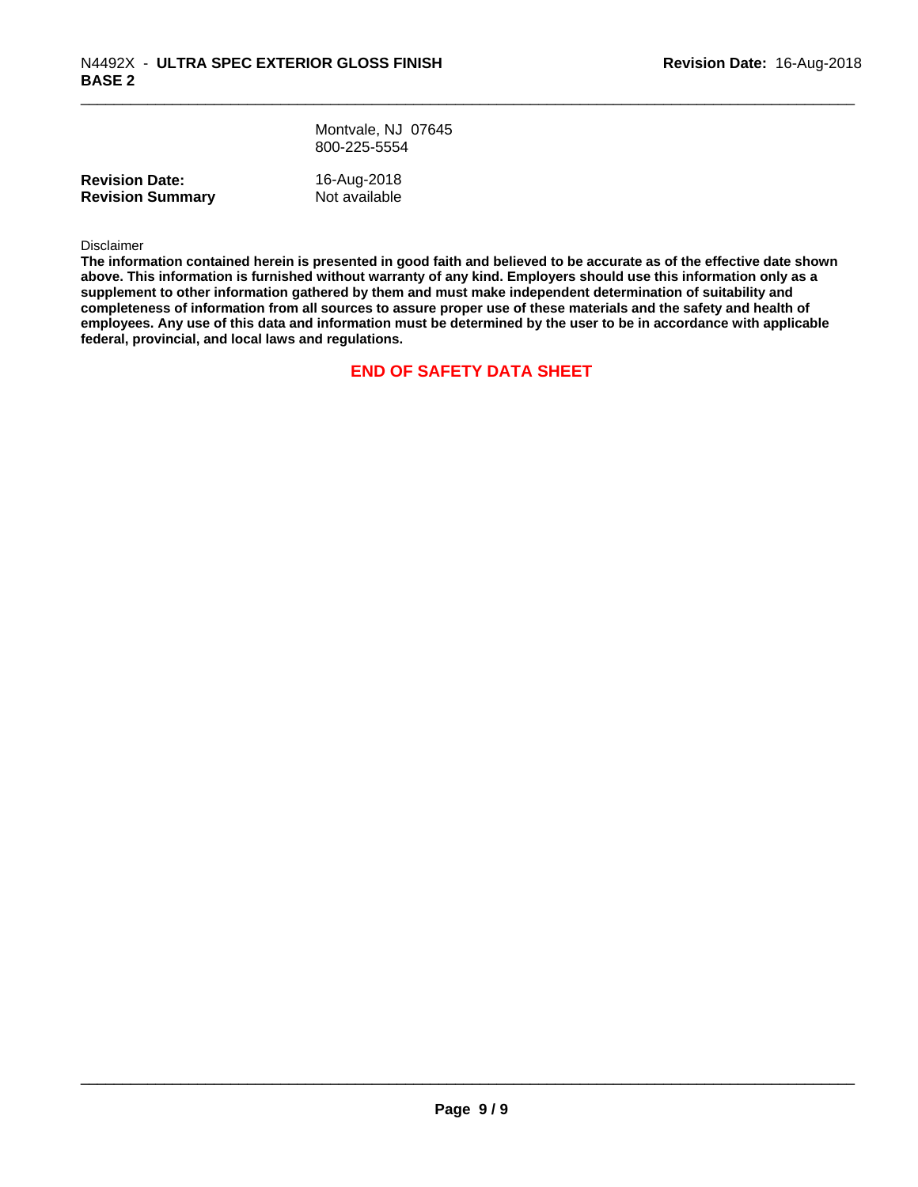Montvale, NJ 07645
800-225-5554

**Revision Date:** 16-Aug-2018
**Revision Summary** Not available

Disclaimer

**The information contained herein is presented in good faith and believed to be accurate as of the effective date shown above. This information is furnished without warranty of any kind. Employers should use this information only as a supplement to other information gathered by them and must make independent determination of suitability and completeness of information from all sources to assure proper use of these materials and the safety and health of employees. Any use of this data and information must be determined by the user to be in accordance with applicable federal, provincial, and local laws and regulations.**

**END OF SAFETY DATA SHEET**